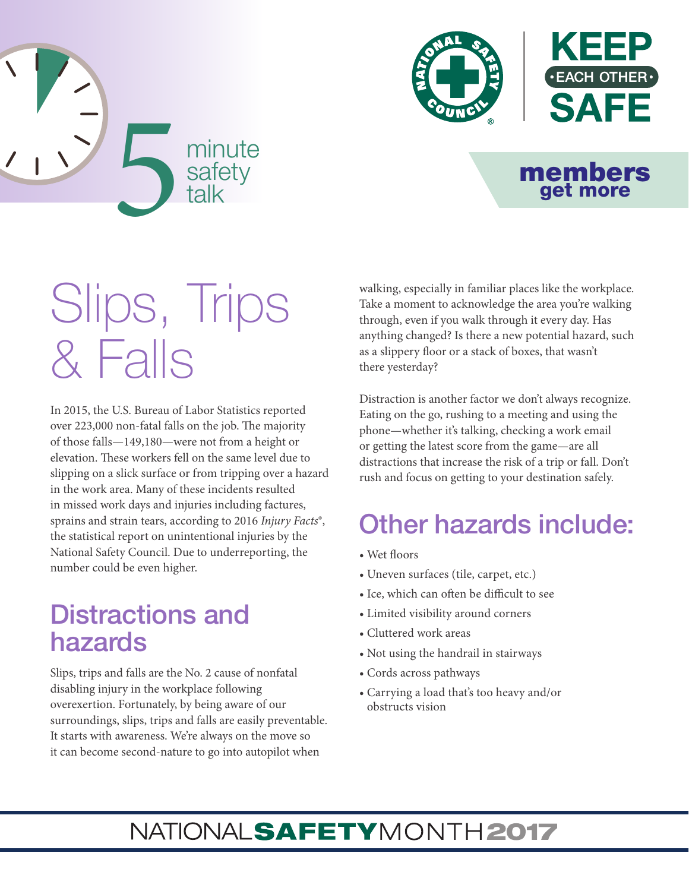5 minute safety talk

KEEP • EACH OTHER • SAFE

members get more

# Slips, Trips & Falls

In 2015, the U.S. Bureau of Labor Statistics reported over 223,000 non-fatal falls on the job. The majority of those falls—149,180—were not from a height or elevation. These workers fell on the same level due to slipping on a slick surface or from tripping over a hazard in the work area. Many of these incidents resulted in missed work days and injuries including factures, sprains and strain tears, according to 2016 *Injury Facts*®, the statistical report on unintentional injuries by the National Safety Council. Due to underreporting, the number could be even higher.

## Distractions and hazards

Slips, trips and falls are the No. 2 cause of nonfatal disabling injury in the workplace following overexertion. Fortunately, by being aware of our surroundings, slips, trips and falls are easily preventable. It starts with awareness. We're always on the move so it can become second-nature to go into autopilot when walking, especially in familiar places like the workplace. Take a moment to acknowledge the area you're walking through, even if you walk through it every day. Has anything changed? Is there a new potential hazard, such as a slippery floor or a stack of boxes, that wasn't there yesterday?

Distraction is another factor we don't always recognize. Eating on the go, rushing to a meeting and using the phone—whether it's talking, checking a work email or getting the latest score from the game—are all distractions that increase the risk of a trip or fall. Don't rush and focus on getting to your destination safely.

## Other hazards include:

- Wet floors
- Uneven surfaces (tile, carpet, etc.)
- Ice, which can often be difficult to see
- Limited visibility around corners
- Cluttered work areas
- Not using the handrail in stairways
- Cords across pathways
- Carrying a load that's too heavy and/or obstructs vision

NATIONAL SAFETY MONTH 2017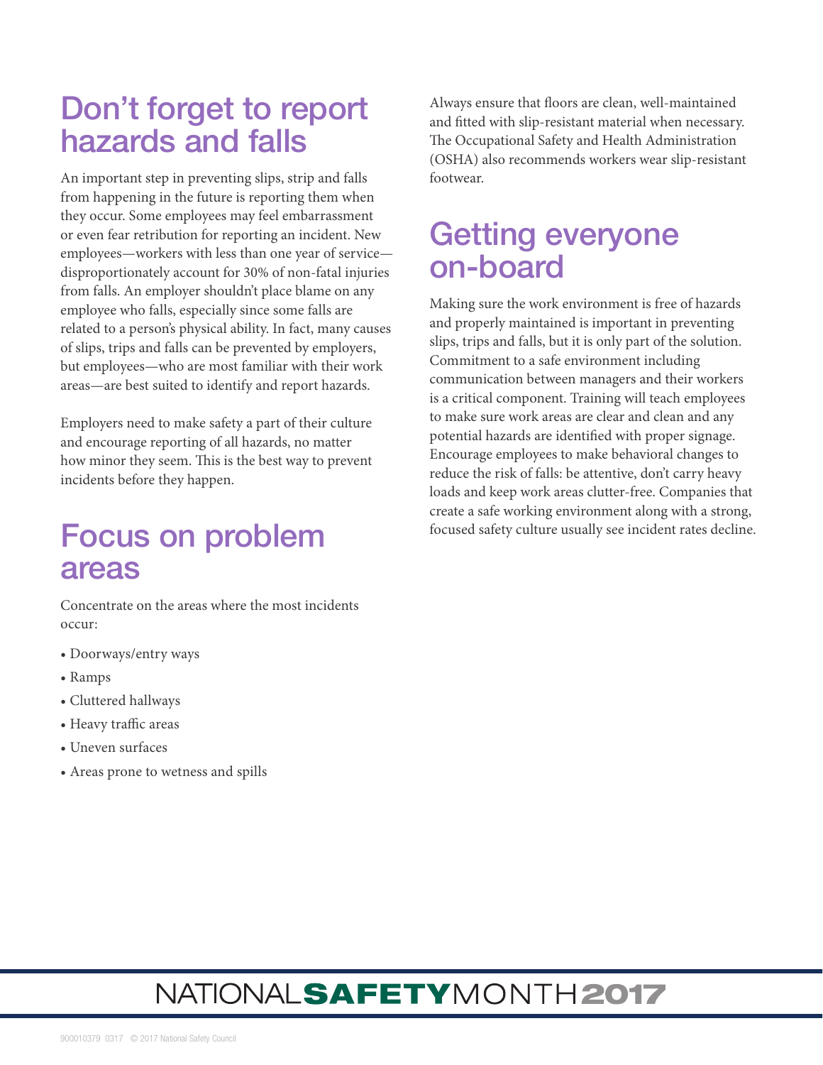## Don't forget to report hazards and falls

An important step in preventing slips, strip and falls from happening in the future is reporting them when they occur. Some employees may feel embarrassment or even fear retribution for reporting an incident. New employees—workers with less than one year of service—disproportionately account for 30% of non-fatal injuries from falls. An employer shouldn't place blame on any employee who falls, especially since some falls are related to a person's physical ability. In fact, many causes of slips, trips and falls can be prevented by employers, but employees—who are most familiar with their work areas—are best suited to identify and report hazards.

Employers need to make safety a part of their culture and encourage reporting of all hazards, no matter how minor they seem. This is the best way to prevent incidents before they happen.

## Focus on problem areas

Concentrate on the areas where the most incidents occur:

- Doorways/entry ways
- Ramps
- Cluttered hallways
- Heavy traffic areas
- Uneven surfaces
- Areas prone to wetness and spills

Always ensure that floors are clean, well-maintained and fitted with slip-resistant material when necessary. The Occupational Safety and Health Administration (OSHA) also recommends workers wear slip-resistant footwear.

## Getting everyone on-board

Making sure the work environment is free of hazards and properly maintained is important in preventing slips, trips and falls, but it is only part of the solution. Commitment to a safe environment including communication between managers and their workers is a critical component. Training will teach employees to make sure work areas are clear and clean and any potential hazards are identified with proper signage. Encourage employees to make behavioral changes to reduce the risk of falls: be attentive, don't carry heavy loads and keep work areas clutter-free. Companies that create a safe working environment along with a strong, focused safety culture usually see incident rates decline.

NATIONAL**SAFETY**MONTH**2017**

900010379 0317 © 2017 National Safety Council